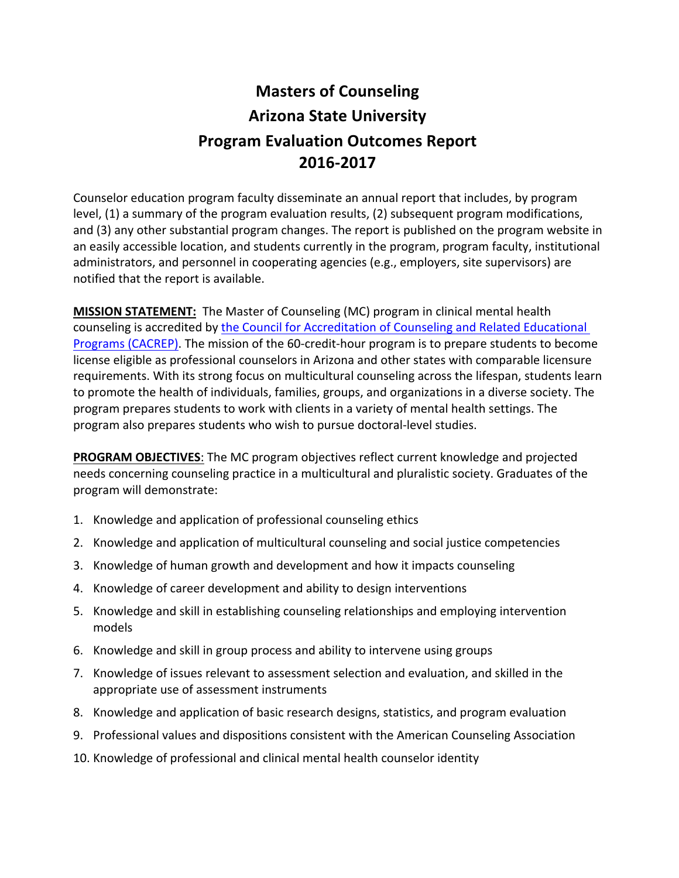# Masters of Counseling
# Arizona State University
# Program Evaluation Outcomes Report
# 2016-2017

Counselor education program faculty disseminate an annual report that includes, by program level, (1) a summary of the program evaluation results, (2) subsequent program modifications, and (3) any other substantial program changes. The report is published on the program website in an easily accessible location, and students currently in the program, program faculty, institutional administrators, and personnel in cooperating agencies (e.g., employers, site supervisors) are notified that the report is available.

**MISSION STATEMENT:** The Master of Counseling (MC) program in clinical mental health counseling is accredited by the Council for Accreditation of Counseling and Related Educational Programs (CACREP). The mission of the 60-credit-hour program is to prepare students to become license eligible as professional counselors in Arizona and other states with comparable licensure requirements. With its strong focus on multicultural counseling across the lifespan, students learn to promote the health of individuals, families, groups, and organizations in a diverse society. The program prepares students to work with clients in a variety of mental health settings. The program also prepares students who wish to pursue doctoral-level studies.

**PROGRAM OBJECTIVES**: The MC program objectives reflect current knowledge and projected needs concerning counseling practice in a multicultural and pluralistic society. Graduates of the program will demonstrate:

1. Knowledge and application of professional counseling ethics
2. Knowledge and application of multicultural counseling and social justice competencies
3. Knowledge of human growth and development and how it impacts counseling
4. Knowledge of career development and ability to design interventions
5. Knowledge and skill in establishing counseling relationships and employing intervention models
6. Knowledge and skill in group process and ability to intervene using groups
7. Knowledge of issues relevant to assessment selection and evaluation, and skilled in the appropriate use of assessment instruments
8. Knowledge and application of basic research designs, statistics, and program evaluation
9. Professional values and dispositions consistent with the American Counseling Association
10. Knowledge of professional and clinical mental health counselor identity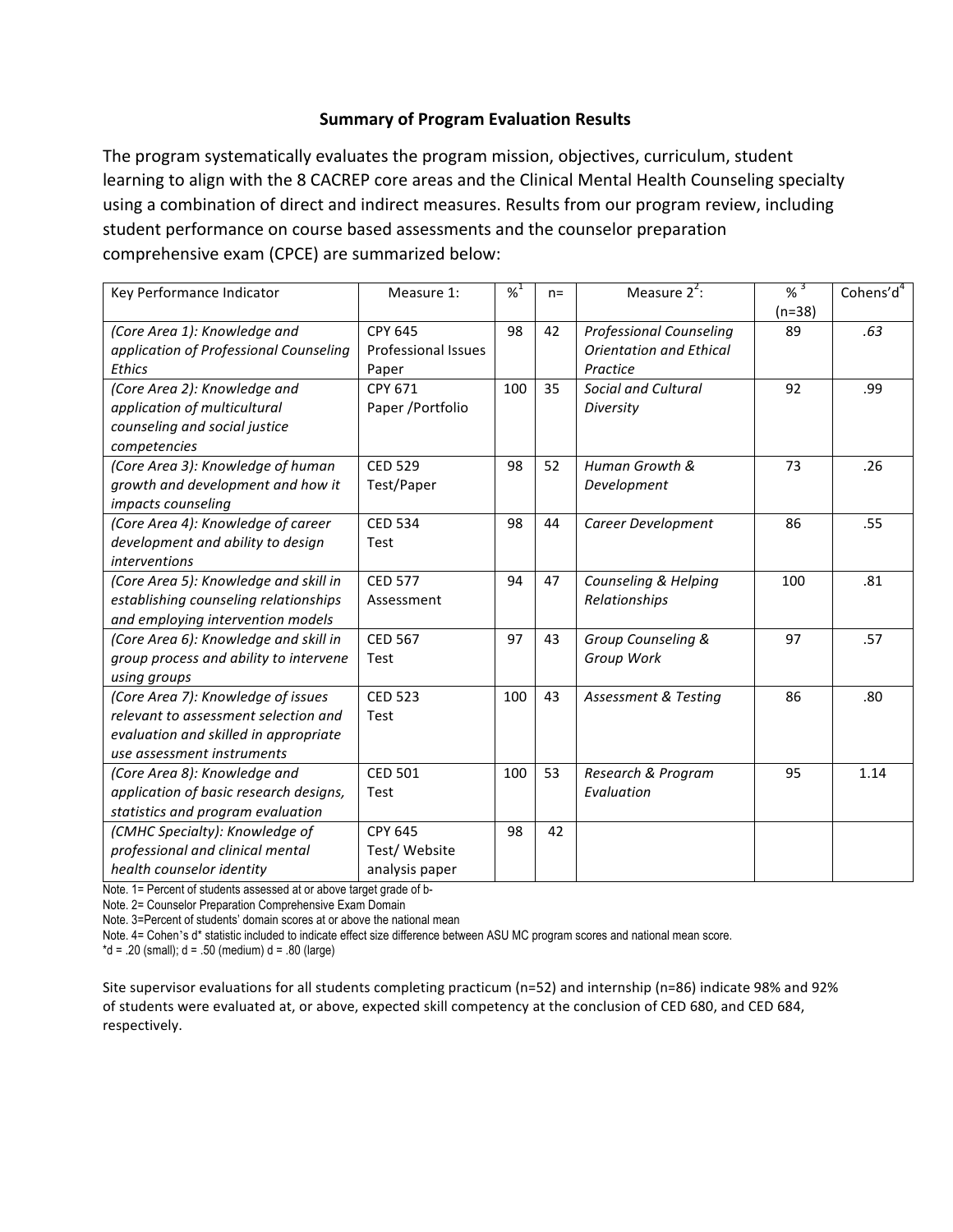**Summary of Program Evaluation Results**

The program systematically evaluates the program mission, objectives, curriculum, student learning to align with the 8 CACREP core areas and the Clinical Mental Health Counseling specialty using a combination of direct and indirect measures. Results from our program review, including student performance on course based assessments and the counselor preparation comprehensive exam (CPCE) are summarized below:

| Key Performance Indicator | Measure 1: | %[1] | n= | Measure 2[2]: | %[3] (n=38) | Cohens'd[4] |
|---|---|---|---|---|---|---|
| *(Core Area 1): Knowledge and application of Professional Counseling Ethics* | CPY 645 Professional Issues Paper | 98 | 42 | *Professional Counseling Orientation and Ethical Practice* | 89 | *.63* |
| *(Core Area 2): Knowledge and application of multicultural counseling and social justice competencies* | CPY 671 Paper /Portfolio | 100 | 35 | *Social and Cultural Diversity* | 92 | .99 |
| *(Core Area 3): Knowledge of human growth and development and how it impacts counseling* | CED 529 Test/Paper | 98 | 52 | *Human Growth & Development* | 73 | .26 |
| *(Core Area 4): Knowledge of career development and ability to design interventions* | CED 534 Test | 98 | 44 | *Career Development* | 86 | .55 |
| *(Core Area 5): Knowledge and skill in establishing counseling relationships and employing intervention models* | CED 577 Assessment | 94 | 47 | *Counseling & Helping Relationships* | 100 | .81 |
| *(Core Area 6): Knowledge and skill in group process and ability to intervene using groups* | CED 567 Test | 97 | 43 | *Group Counseling & Group Work* | 97 | .57 |
| *(Core Area 7): Knowledge of issues relevant to assessment selection and evaluation and skilled in appropriate use assessment instruments* | CED 523 Test | 100 | 43 | *Assessment & Testing* | 86 | .80 |
| *(Core Area 8): Knowledge and application of basic research designs, statistics and program evaluation* | CED 501 Test | 100 | 53 | *Research & Program Evaluation* | 95 | 1.14 |
| *(CMHC Specialty): Knowledge of professional and clinical mental health counselor identity* | CPY 645 Test/ Website analysis paper | 98 | 42 | | | |

Note. 1= Percent of students assessed at or above target grade of b-

Note. 2= Counselor Preparation Comprehensive Exam Domain

Note. 3=Percent of students' domain scores at or above the national mean

Note. 4= Cohen's d* statistic included to indicate effect size difference between ASU MC program scores and national mean score.

*d = .20 (small); d = .50 (medium) d = .80 (large)

Site supervisor evaluations for all students completing practicum (n=52) and internship (n=86) indicate 98% and 92% of students were evaluated at, or above, expected skill competency at the conclusion of CED 680, and CED 684, respectively.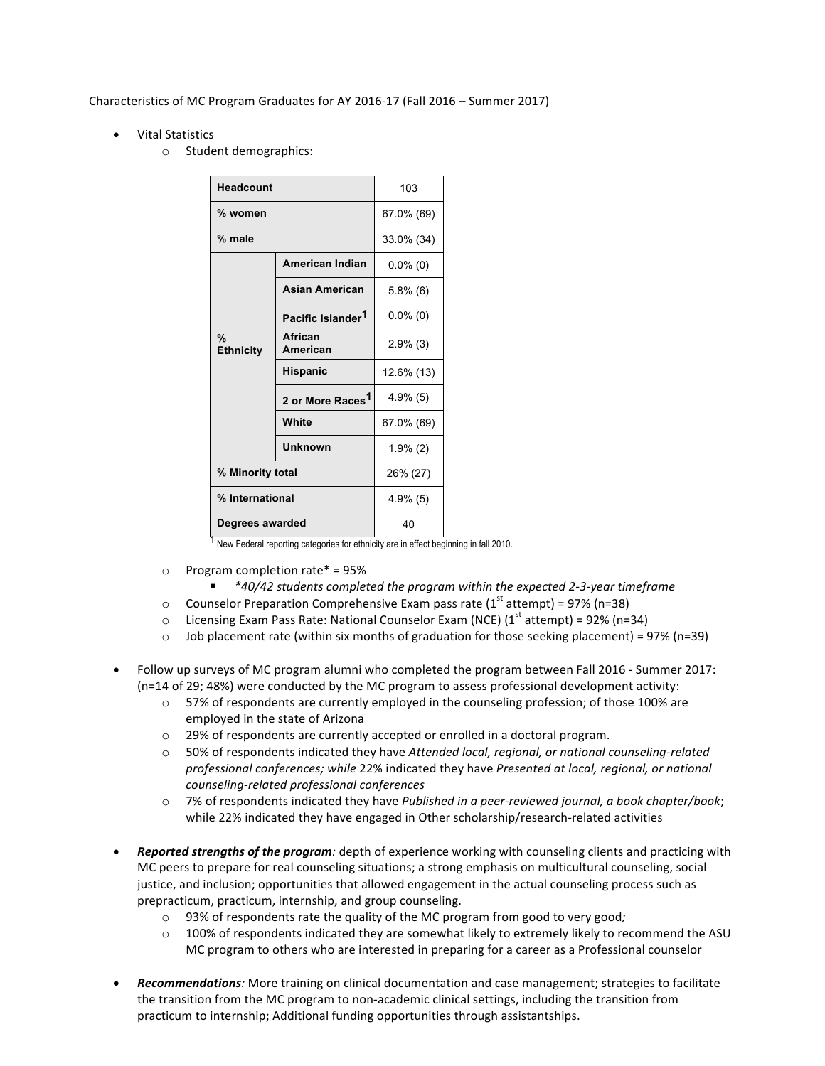Characteristics of MC Program Graduates for AY 2016-17 (Fall 2016 – Summer 2017)

- Vital Statistics
  - Student demographics:

| Headcount | | 103 |
|---|---|---|
| % women | | 67.0% (69) |
| % male | | 33.0% (34) |
| % Ethnicity | American Indian | 0.0% (0) |
| | Asian American | 5.8% (6) |
| | Pacific Islander[1] | 0.0% (0) |
| | African American | 2.9% (3) |
| | Hispanic | 12.6% (13) |
| | 2 or More Races[1] | 4.9% (5) |
| | White | 67.0% (69) |
| | Unknown | 1.9% (2) |
| % Minority total | | 26% (27) |
| % International | | 4.9% (5) |
| Degrees awarded | | 40 |

[1] New Federal reporting categories for ethnicity are in effect beginning in fall 2010.

  - Program completion rate* = 95%
    - *\*40/42 students completed the program within the expected 2-3-year timeframe*
  - Counselor Preparation Comprehensive Exam pass rate (1st attempt) = 97% (n=38)
  - Licensing Exam Pass Rate: National Counselor Exam (NCE) (1st attempt) = 92% (n=34)
  - Job placement rate (within six months of graduation for those seeking placement) = 97% (n=39)

- Follow up surveys of MC program alumni who completed the program between Fall 2016 - Summer 2017: (n=14 of 29; 48%) were conducted by the MC program to assess professional development activity:
  - 57% of respondents are currently employed in the counseling profession; of those 100% are employed in the state of Arizona
  - 29% of respondents are currently accepted or enrolled in a doctoral program.
  - 50% of respondents indicated they have *Attended local, regional, or national counseling-related professional conferences; while* 22% indicated they have *Presented at local, regional, or national counseling-related professional conferences*
  - 7% of respondents indicated they have *Published in a peer-reviewed journal, a book chapter/book*; while 22% indicated they have engaged in Other scholarship/research-related activities

- ***Reported strengths of the program**:* depth of experience working with counseling clients and practicing with MC peers to prepare for real counseling situations; a strong emphasis on multicultural counseling, social justice, and inclusion; opportunities that allowed engagement in the actual counseling process such as prepracticum, practicum, internship, and group counseling.
  - 93% of respondents rate the quality of the MC program from good to very good*;*
  - 100% of respondents indicated they are somewhat likely to extremely likely to recommend the ASU MC program to others who are interested in preparing for a career as a Professional counselor

- ***Recommendations**:* More training on clinical documentation and case management; strategies to facilitate the transition from the MC program to non-academic clinical settings, including the transition from practicum to internship; Additional funding opportunities through assistantships.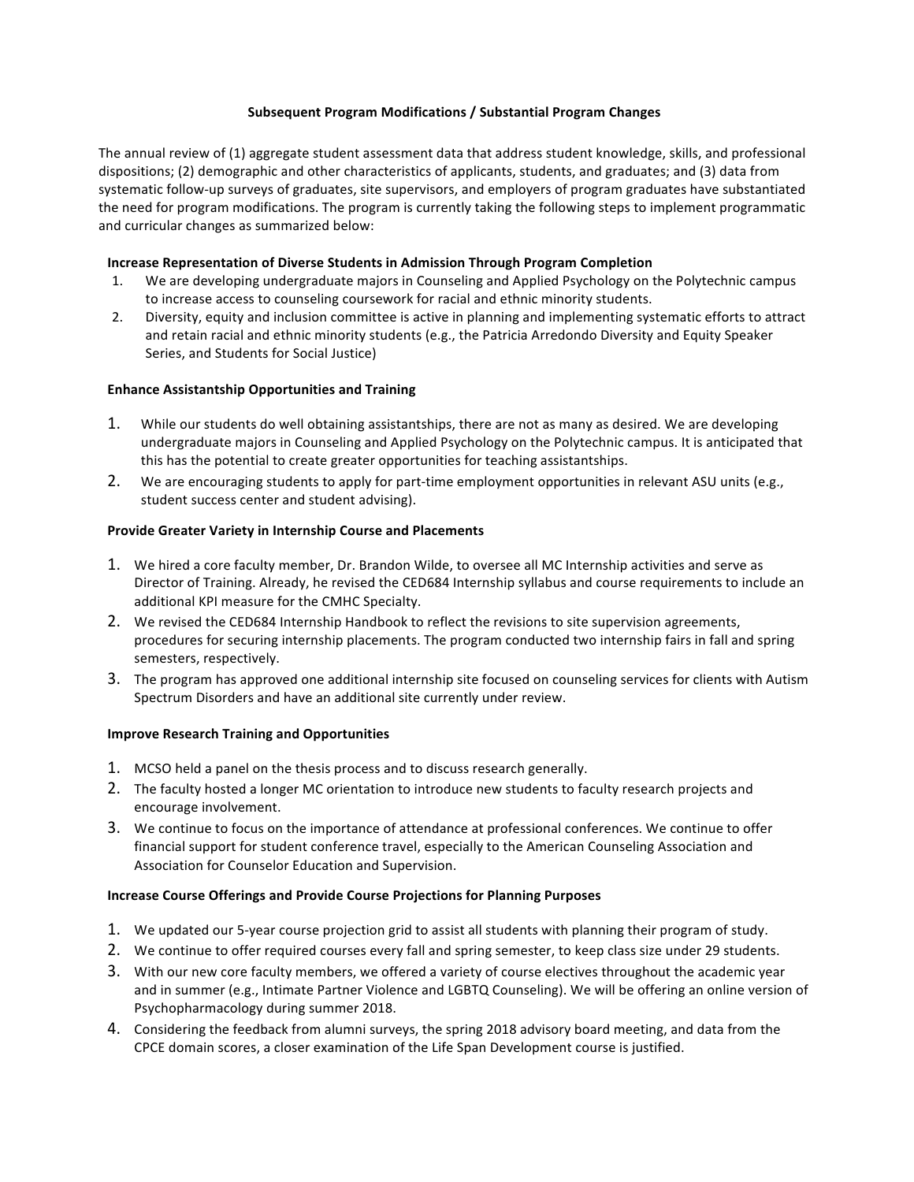## Subsequent Program Modifications / Substantial Program Changes

The annual review of (1) aggregate student assessment data that address student knowledge, skills, and professional dispositions; (2) demographic and other characteristics of applicants, students, and graduates; and (3) data from systematic follow-up surveys of graduates, site supervisors, and employers of program graduates have substantiated the need for program modifications. The program is currently taking the following steps to implement programmatic and curricular changes as summarized below:

### Increase Representation of Diverse Students in Admission Through Program Completion

1. We are developing undergraduate majors in Counseling and Applied Psychology on the Polytechnic campus to increase access to counseling coursework for racial and ethnic minority students.
2. Diversity, equity and inclusion committee is active in planning and implementing systematic efforts to attract and retain racial and ethnic minority students (e.g., the Patricia Arredondo Diversity and Equity Speaker Series, and Students for Social Justice)

### Enhance Assistantship Opportunities and Training

1. While our students do well obtaining assistantships, there are not as many as desired. We are developing undergraduate majors in Counseling and Applied Psychology on the Polytechnic campus. It is anticipated that this has the potential to create greater opportunities for teaching assistantships.
2. We are encouraging students to apply for part-time employment opportunities in relevant ASU units (e.g., student success center and student advising).

### Provide Greater Variety in Internship Course and Placements

1. We hired a core faculty member, Dr. Brandon Wilde, to oversee all MC Internship activities and serve as Director of Training. Already, he revised the CED684 Internship syllabus and course requirements to include an additional KPI measure for the CMHC Specialty.
2. We revised the CED684 Internship Handbook to reflect the revisions to site supervision agreements, procedures for securing internship placements. The program conducted two internship fairs in fall and spring semesters, respectively.
3. The program has approved one additional internship site focused on counseling services for clients with Autism Spectrum Disorders and have an additional site currently under review.

### Improve Research Training and Opportunities

1. MCSO held a panel on the thesis process and to discuss research generally.
2. The faculty hosted a longer MC orientation to introduce new students to faculty research projects and encourage involvement.
3. We continue to focus on the importance of attendance at professional conferences. We continue to offer financial support for student conference travel, especially to the American Counseling Association and Association for Counselor Education and Supervision.

### Increase Course Offerings and Provide Course Projections for Planning Purposes

1. We updated our 5-year course projection grid to assist all students with planning their program of study.
2. We continue to offer required courses every fall and spring semester, to keep class size under 29 students.
3. With our new core faculty members, we offered a variety of course electives throughout the academic year and in summer (e.g., Intimate Partner Violence and LGBTQ Counseling). We will be offering an online version of Psychopharmacology during summer 2018.
4. Considering the feedback from alumni surveys, the spring 2018 advisory board meeting, and data from the CPCE domain scores, a closer examination of the Life Span Development course is justified.